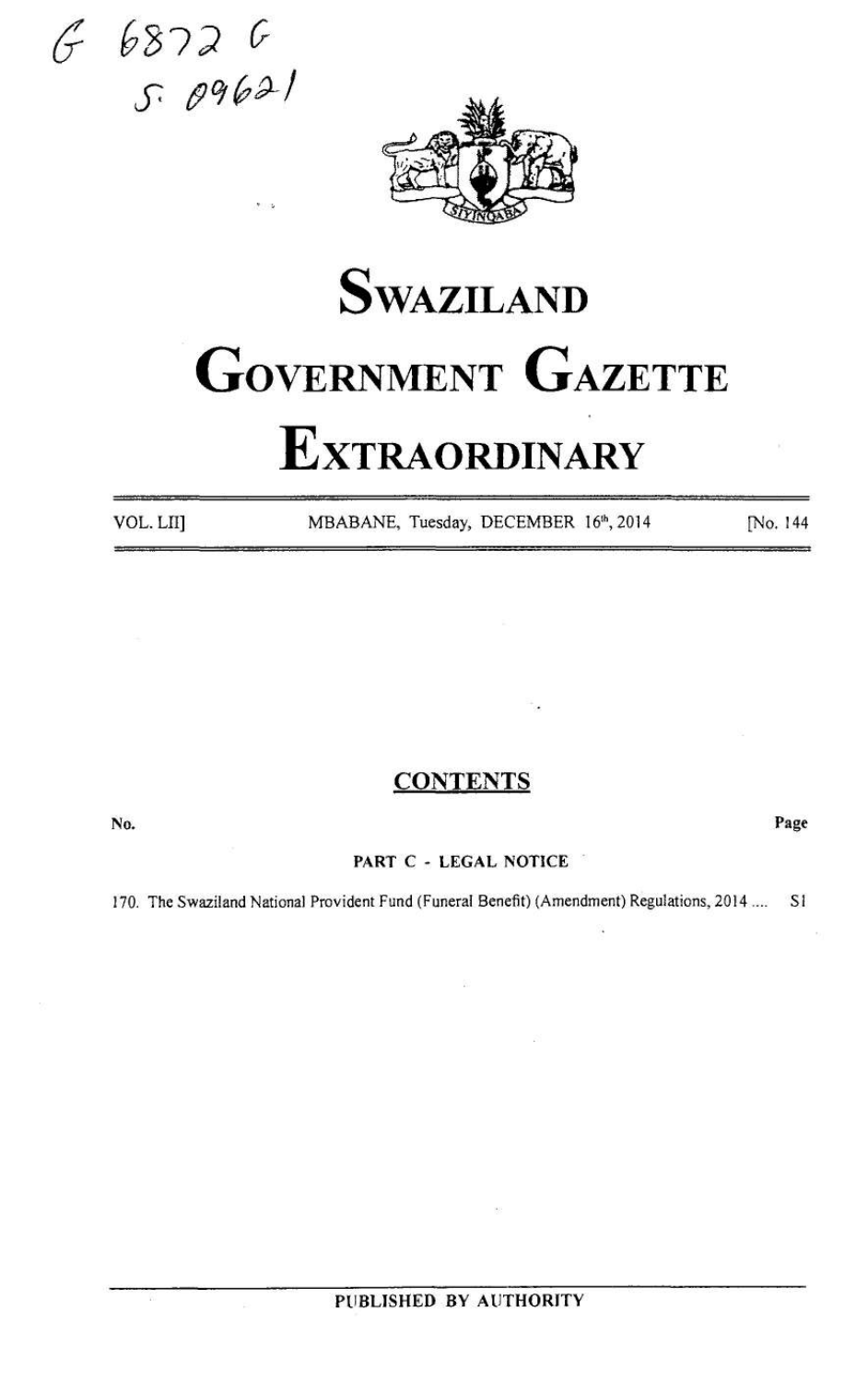G 6872 G
S. 09621

# Swaziland

# Government Gazette

# Extraordinary

VOL. LII] MBABANE, Tuesday, DECEMBER 16th, 2014 [No. 144

## CONTENTS

| No. | | Page |
|---|---|---|
| | PART C - LEGAL NOTICE | |
| 170. | The Swaziland National Provident Fund (Funeral Benefit) (Amendment) Regulations, 2014 .... | S1 |

PUBLISHED BY AUTHORITY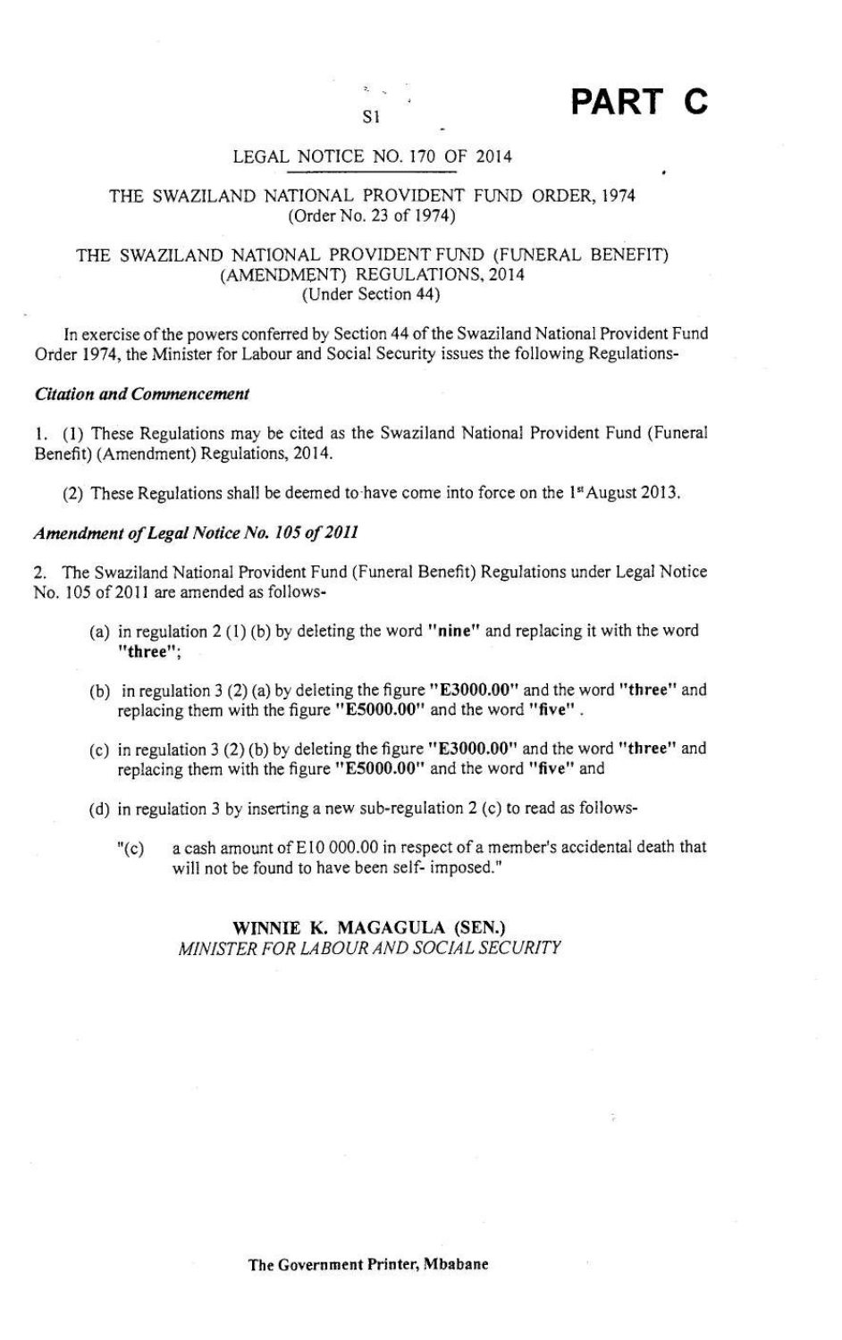S1

# PART C

LEGAL NOTICE NO. 170 OF 2014

THE SWAZILAND NATIONAL PROVIDENT FUND ORDER, 1974
(Order No. 23 of 1974)

THE SWAZILAND NATIONAL PROVIDENT FUND (FUNERAL BENEFIT) (AMENDMENT) REGULATIONS, 2014
(Under Section 44)

In exercise of the powers conferred by Section 44 of the Swaziland National Provident Fund Order 1974, the Minister for Labour and Social Security issues the following Regulations-

***Citation and Commencement***

1. (1) These Regulations may be cited as the Swaziland National Provident Fund (Funeral Benefit) (Amendment) Regulations, 2014.

(2) These Regulations shall be deemed to have come into force on the 1st August 2013.

***Amendment of Legal Notice No. 105 of 2011***

2. The Swaziland National Provident Fund (Funeral Benefit) Regulations under Legal Notice No. 105 of 2011 are amended as follows-

(a) in regulation 2 (1) (b) by deleting the word **"nine"** and replacing it with the word **"three"**;

(b) in regulation 3 (2) (a) by deleting the figure **"E3000.00"** and the word **"three"** and replacing them with the figure **"E5000.00"** and the word **"five"**.

(c) in regulation 3 (2) (b) by deleting the figure **"E3000.00"** and the word **"three"** and replacing them with the figure **"E5000.00"** and the word **"five"** and

(d) in regulation 3 by inserting a new sub-regulation 2 (c) to read as follows-

"(c) a cash amount of E10 000.00 in respect of a member's accidental death that will not be found to have been self- imposed."

**WINNIE K. MAGAGULA (SEN.)**
*MINISTER FOR LABOUR AND SOCIAL SECURITY*

**The Government Printer, Mbabane**